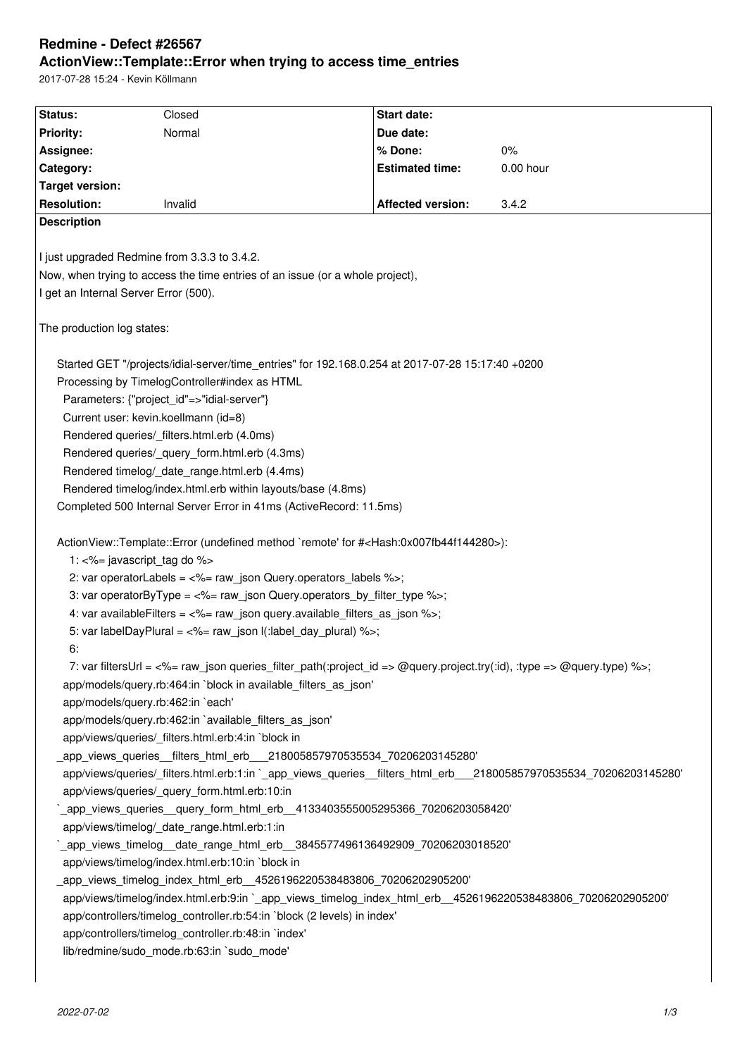# Redmine - Defect #26567

## ActionView::Template::Error when trying to access time_entries

2017-07-28 15:24 - Kevin Köllmann

| Status: | Closed | Start date: | |
|---|---|---|---|
| Priority: | Normal | Due date: | |
| Assignee: | | % Done: | 0% |
| Category: | | Estimated time: | 0.00 hour |
| Target version: | | | |
| Resolution: | Invalid | Affected version: | 3.4.2 |

**Description**

I just upgraded Redmine from 3.3.3 to 3.4.2.
Now, when trying to access the time entries of an issue (or a whole project),
I get an Internal Server Error (500).

The production log states:

```
Started GET "/projects/idial-server/time_entries" for 192.168.0.254 at 2017-07-28 15:17:40 +0200
Processing by TimelogController#index as HTML
  Parameters: {"project_id"=>"idial-server"}
  Current user: kevin.koellmann (id=8)
  Rendered queries/_filters.html.erb (4.0ms)
  Rendered queries/_query_form.html.erb (4.3ms)
  Rendered timelog/_date_range.html.erb (4.4ms)
  Rendered timelog/index.html.erb within layouts/base (4.8ms)
Completed 500 Internal Server Error in 41ms (ActiveRecord: 11.5ms)

ActionView::Template::Error (undefined method `remote' for #<Hash:0x007fb44f144280>):
    1: <%= javascript_tag do %>
    2: var operatorLabels = <%= raw_json Query.operators_labels %>;
    3: var operatorByType = <%= raw_json Query.operators_by_filter_type %>;
    4: var availableFilters = <%= raw_json query.available_filters_as_json %>;
    5: var labelDayPlural = <%= raw_json l(:label_day_plural) %>;
    6:
    7: var filtersUrl = <%= raw_json queries_filter_path(:project_id => @query.project.try(:id), :type => @query.type) %>;
  app/models/query.rb:464:in `block in available_filters_as_json'
  app/models/query.rb:462:in `each'
  app/models/query.rb:462:in `available_filters_as_json'
  app/views/queries/_filters.html.erb:4:in `block in
_app_views_queries__filters_html_erb___218005857970535534_70206203145280'
  app/views/queries/_filters.html.erb:1:in `_app_views_queries__filters_html_erb___218005857970535534_70206203145280'
  app/views/queries/_query_form.html.erb:10:in
`_app_views_queries__query_form_html_erb__4133403555005295366_70206203058420'
  app/views/timelog/_date_range.html.erb:1:in
`_app_views_timelog__date_range_html_erb__3845577496136492909_70206203018520'
  app/views/timelog/index.html.erb:10:in `block in
_app_views_timelog_index_html_erb__4526196220538483806_70206202905200'
  app/views/timelog/index.html.erb:9:in `_app_views_timelog_index_html_erb__4526196220538483806_70206202905200'
  app/controllers/timelog_controller.rb:54:in `block (2 levels) in index'
  app/controllers/timelog_controller.rb:48:in `index'
  lib/redmine/sudo_mode.rb:63:in `sudo_mode'
```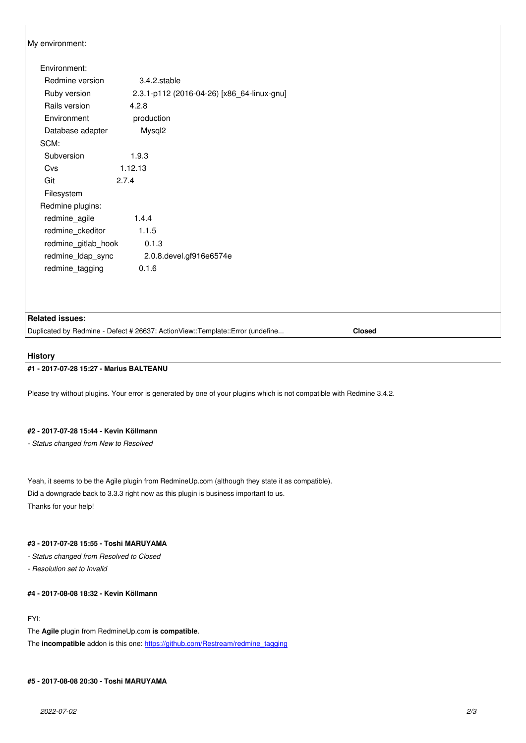My environment:

Environment:

| | |
|---|---|
| Redmine version | 3.4.2.stable |
| Ruby version | 2.3.1-p112 (2016-04-26) [x86_64-linux-gnu] |
| Rails version | 4.2.8 |
| Environment | production |
| Database adapter | Mysql2 |

SCM:

| | |
|---|---|
| Subversion | 1.9.3 |
| Cvs | 1.12.13 |
| Git | 2.7.4 |
| Filesystem | |

Redmine plugins:

| | |
|---|---|
| redmine_agile | 1.4.4 |
| redmine_ckeditor | 1.1.5 |
| redmine_gitlab_hook | 0.1.3 |
| redmine_ldap_sync | 2.0.8.devel.gf916e6574e |
| redmine_tagging | 0.1.6 |

**Related issues:**

| | |
|---|---|
| Duplicated by Redmine - Defect # 26637: ActionView::Template::Error (undefine... | **Closed** |

## History

#### #1 - 2017-07-28 15:27 - Marius BALTEANU

Please try without plugins. Your error is generated by one of your plugins which is not compatible with Redmine 3.4.2.

#### #2 - 2017-07-28 15:44 - Kevin Köllmann

*- Status changed from New to Resolved*

Yeah, it seems to be the Agile plugin from RedmineUp.com (although they state it as compatible).
Did a downgrade back to 3.3.3 right now as this plugin is business important to us.
Thanks for your help!

#### #3 - 2017-07-28 15:55 - Toshi MARUYAMA

*- Status changed from Resolved to Closed*

*- Resolution set to Invalid*

#### #4 - 2017-08-08 18:32 - Kevin Köllmann

FYI:
The **Agile** plugin from RedmineUp.com **is compatible**.
The **incompatible** addon is this one: https://github.com/Restream/redmine_tagging

#### #5 - 2017-08-08 20:30 - Toshi MARUYAMA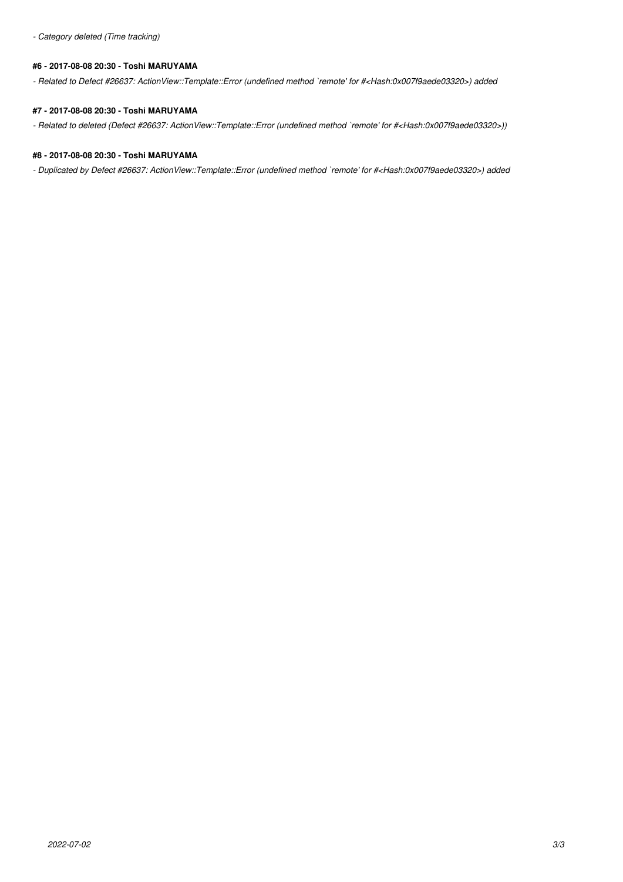*- Category deleted (Time tracking)*

#### #6 - 2017-08-08 20:30 - Toshi MARUYAMA

*- Related to Defect #26637: ActionView::Template::Error (undefined method `remote' for #<Hash:0x007f9aede03320>) added*

#### #7 - 2017-08-08 20:30 - Toshi MARUYAMA

*- Related to deleted (Defect #26637: ActionView::Template::Error (undefined method `remote' for #<Hash:0x007f9aede03320>))*

#### #8 - 2017-08-08 20:30 - Toshi MARUYAMA

*- Duplicated by Defect #26637: ActionView::Template::Error (undefined method `remote' for #<Hash:0x007f9aede03320>) added*